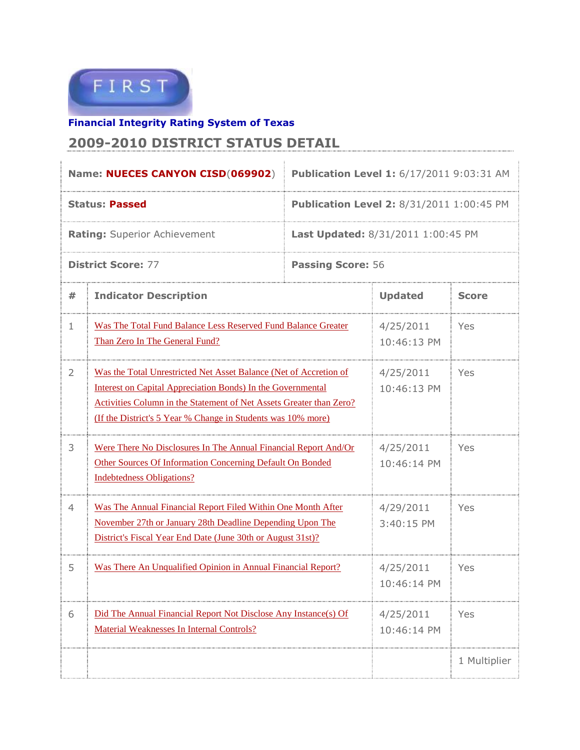FIRST

**Financial Integrity Rating System of Texas**

## 2009-2010 DISTRICT STATUS DETAIL

| | |
|---|---|
| **Name: NUECES CANYON CISD(069902)** | **Publication Level 1:** 6/17/2011 9:03:31 AM |
| **Status: Passed** | **Publication Level 2:** 8/31/2011 1:00:45 PM |
| **Rating:** Superior Achievement | **Last Updated:** 8/31/2011 1:00:45 PM |
| **District Score:** 77 | **Passing Score:** 56 |

| # | Indicator Description | Updated | Score |
|---|---|---|---|
| 1 | Was The Total Fund Balance Less Reserved Fund Balance Greater Than Zero In The General Fund? | 4/25/2011 10:46:13 PM | Yes |
| 2 | Was the Total Unrestricted Net Asset Balance (Net of Accretion of Interest on Capital Appreciation Bonds) In the Governmental Activities Column in the Statement of Net Assets Greater than Zero? (If the District's 5 Year % Change in Students was 10% more) | 4/25/2011 10:46:13 PM | Yes |
| 3 | Were There No Disclosures In The Annual Financial Report And/Or Other Sources Of Information Concerning Default On Bonded Indebtedness Obligations? | 4/25/2011 10:46:14 PM | Yes |
| 4 | Was The Annual Financial Report Filed Within One Month After November 27th or January 28th Deadline Depending Upon The District's Fiscal Year End Date (June 30th or August 31st)? | 4/29/2011 3:40:15 PM | Yes |
| 5 | Was There An Unqualified Opinion in Annual Financial Report? | 4/25/2011 10:46:14 PM | Yes |
| 6 | Did The Annual Financial Report Not Disclose Any Instance(s) Of Material Weaknesses In Internal Controls? | 4/25/2011 10:46:14 PM | Yes |
| | | | 1 Multiplier |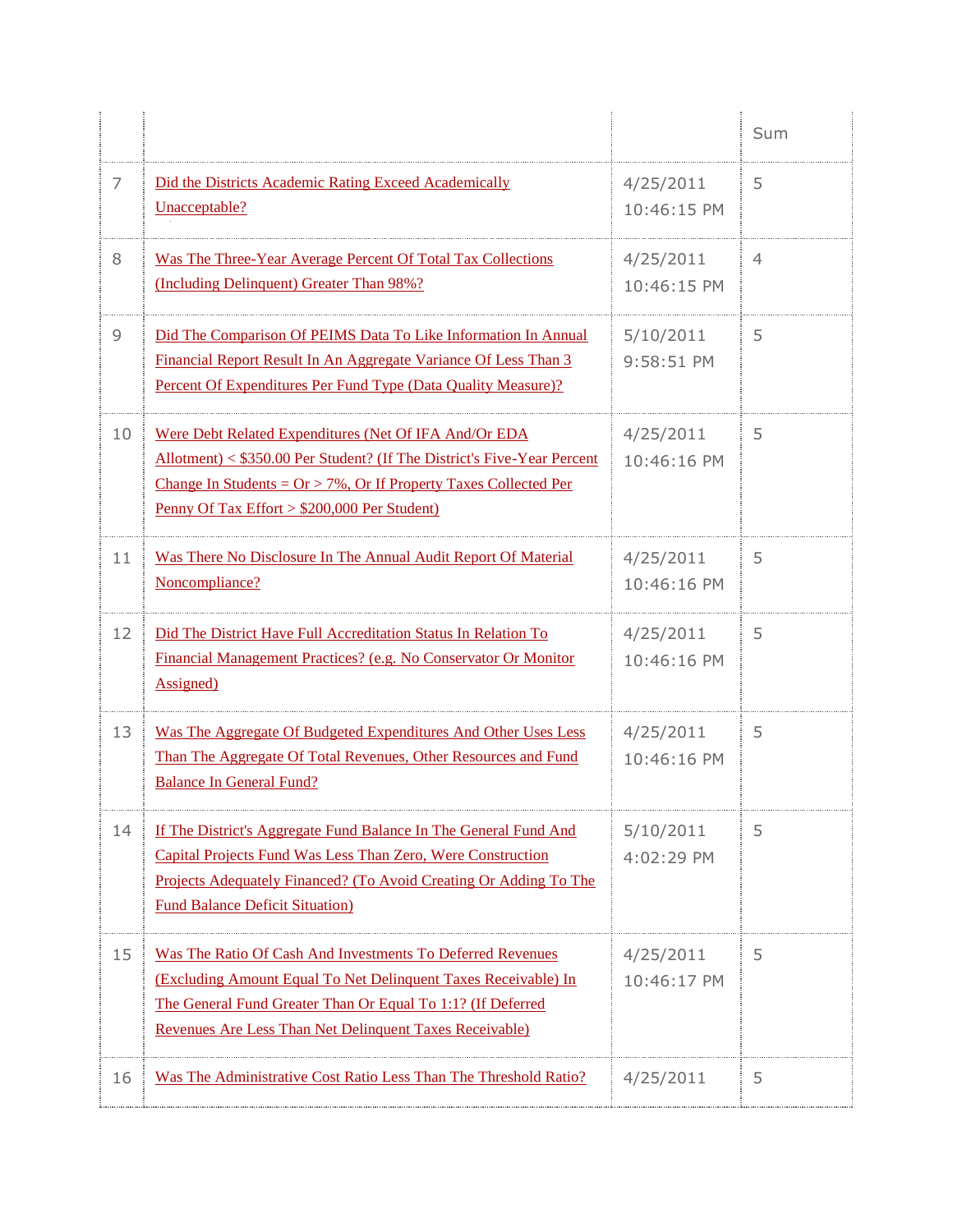| | | | Sum |
|---|---|---|---|
| 7 | Did the Districts Academic Rating Exceed Academically Unacceptable? | 4/25/2011 10:46:15 PM | 5 |
| 8 | Was The Three-Year Average Percent Of Total Tax Collections (Including Delinquent) Greater Than 98%? | 4/25/2011 10:46:15 PM | 4 |
| 9 | Did The Comparison Of PEIMS Data To Like Information In Annual Financial Report Result In An Aggregate Variance Of Less Than 3 Percent Of Expenditures Per Fund Type (Data Quality Measure)? | 5/10/2011 9:58:51 PM | 5 |
| 10 | Were Debt Related Expenditures (Net Of IFA And/Or EDA Allotment) < $350.00 Per Student? (If The District's Five-Year Percent Change In Students = Or > 7%, Or If Property Taxes Collected Per Penny Of Tax Effort > $200,000 Per Student) | 4/25/2011 10:46:16 PM | 5 |
| 11 | Was There No Disclosure In The Annual Audit Report Of Material Noncompliance? | 4/25/2011 10:46:16 PM | 5 |
| 12 | Did The District Have Full Accreditation Status In Relation To Financial Management Practices? (e.g. No Conservator Or Monitor Assigned) | 4/25/2011 10:46:16 PM | 5 |
| 13 | Was The Aggregate Of Budgeted Expenditures And Other Uses Less Than The Aggregate Of Total Revenues, Other Resources and Fund Balance In General Fund? | 4/25/2011 10:46:16 PM | 5 |
| 14 | If The District's Aggregate Fund Balance In The General Fund And Capital Projects Fund Was Less Than Zero, Were Construction Projects Adequately Financed? (To Avoid Creating Or Adding To The Fund Balance Deficit Situation) | 5/10/2011 4:02:29 PM | 5 |
| 15 | Was The Ratio Of Cash And Investments To Deferred Revenues (Excluding Amount Equal To Net Delinquent Taxes Receivable) In The General Fund Greater Than Or Equal To 1:1? (If Deferred Revenues Are Less Than Net Delinquent Taxes Receivable) | 4/25/2011 10:46:17 PM | 5 |
| 16 | Was The Administrative Cost Ratio Less Than The Threshold Ratio? | 4/25/2011 | 5 |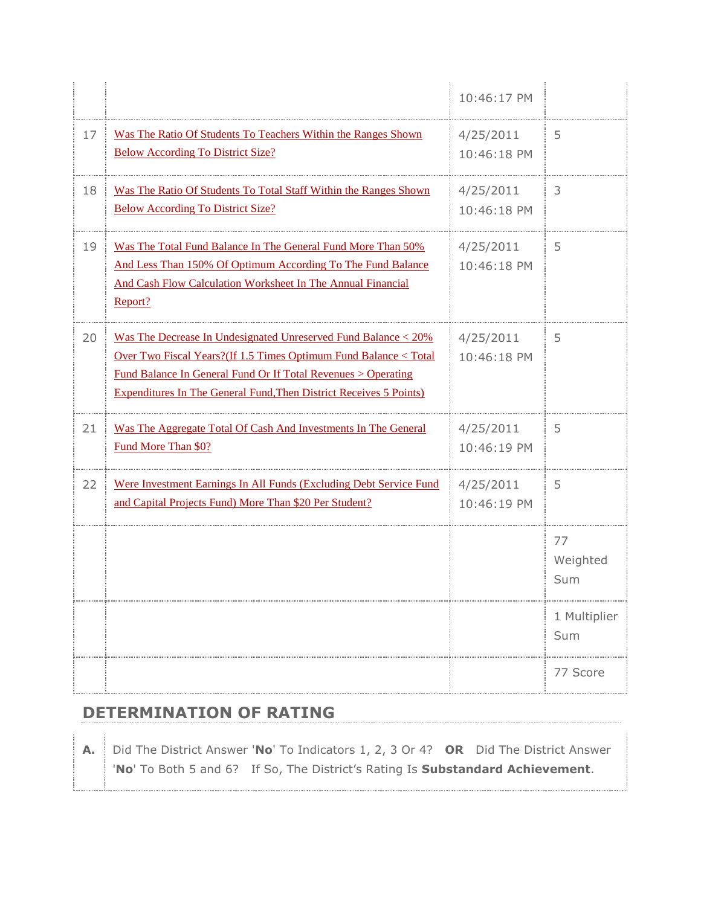| | | | |
|---|---|---|---|
| | | 10:46:17 PM | |
| 17 | Was The Ratio Of Students To Teachers Within the Ranges Shown Below According To District Size? | 4/25/2011 10:46:18 PM | 5 |
| 18 | Was The Ratio Of Students To Total Staff Within the Ranges Shown Below According To District Size? | 4/25/2011 10:46:18 PM | 3 |
| 19 | Was The Total Fund Balance In The General Fund More Than 50% And Less Than 150% Of Optimum According To The Fund Balance And Cash Flow Calculation Worksheet In The Annual Financial Report? | 4/25/2011 10:46:18 PM | 5 |
| 20 | Was The Decrease In Undesignated Unreserved Fund Balance < 20% Over Two Fiscal Years?(If 1.5 Times Optimum Fund Balance < Total Fund Balance In General Fund Or If Total Revenues > Operating Expenditures In The General Fund,Then District Receives 5 Points) | 4/25/2011 10:46:18 PM | 5 |
| 21 | Was The Aggregate Total Of Cash And Investments In The General Fund More Than $0? | 4/25/2011 10:46:19 PM | 5 |
| 22 | Were Investment Earnings In All Funds (Excluding Debt Service Fund and Capital Projects Fund) More Than $20 Per Student? | 4/25/2011 10:46:19 PM | 5 |
| | | | 77 Weighted Sum |
| | | | 1 Multiplier Sum |
| | | | 77 Score |

## DETERMINATION OF RATING

| | |
|---|---|
| **A.** | Did The District Answer '**No**' To Indicators 1, 2, 3 Or 4? **OR** Did The District Answer '**No**' To Both 5 and 6? If So, The District's Rating Is **Substandard Achievement**. |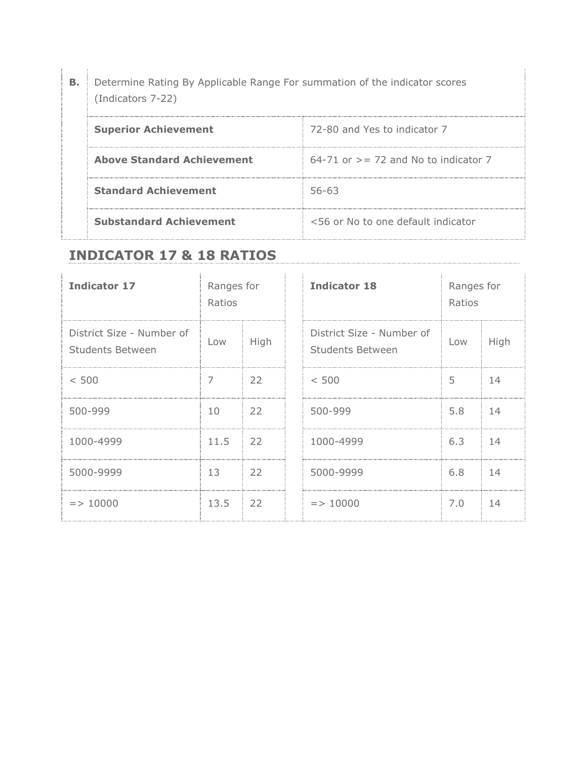**B.** Determine Rating By Applicable Range For summation of the indicator scores (Indicators 7-22)

| | |
|---|---|
| **Superior Achievement** | 72-80 and Yes to indicator 7 |
| **Above Standard Achievement** | 64-71 or >= 72 and No to indicator 7 |
| **Standard Achievement** | 56-63 |
| **Substandard Achievement** | <56 or No to one default indicator |

## INDICATOR 17 & 18 RATIOS

| **Indicator 17** | Ranges for Ratios | |
|---|---|---|
| District Size - Number of Students Between | Low | High |
| < 500 | 7 | 22 |
| 500-999 | 10 | 22 |
| 1000-4999 | 11.5 | 22 |
| 5000-9999 | 13 | 22 |
| => 10000 | 13.5 | 22 |

| **Indicator 18** | Ranges for Ratios | |
|---|---|---|
| District Size - Number of Students Between | Low | High |
| < 500 | 5 | 14 |
| 500-999 | 5.8 | 14 |
| 1000-4999 | 6.3 | 14 |
| 5000-9999 | 6.8 | 14 |
| => 10000 | 7.0 | 14 |